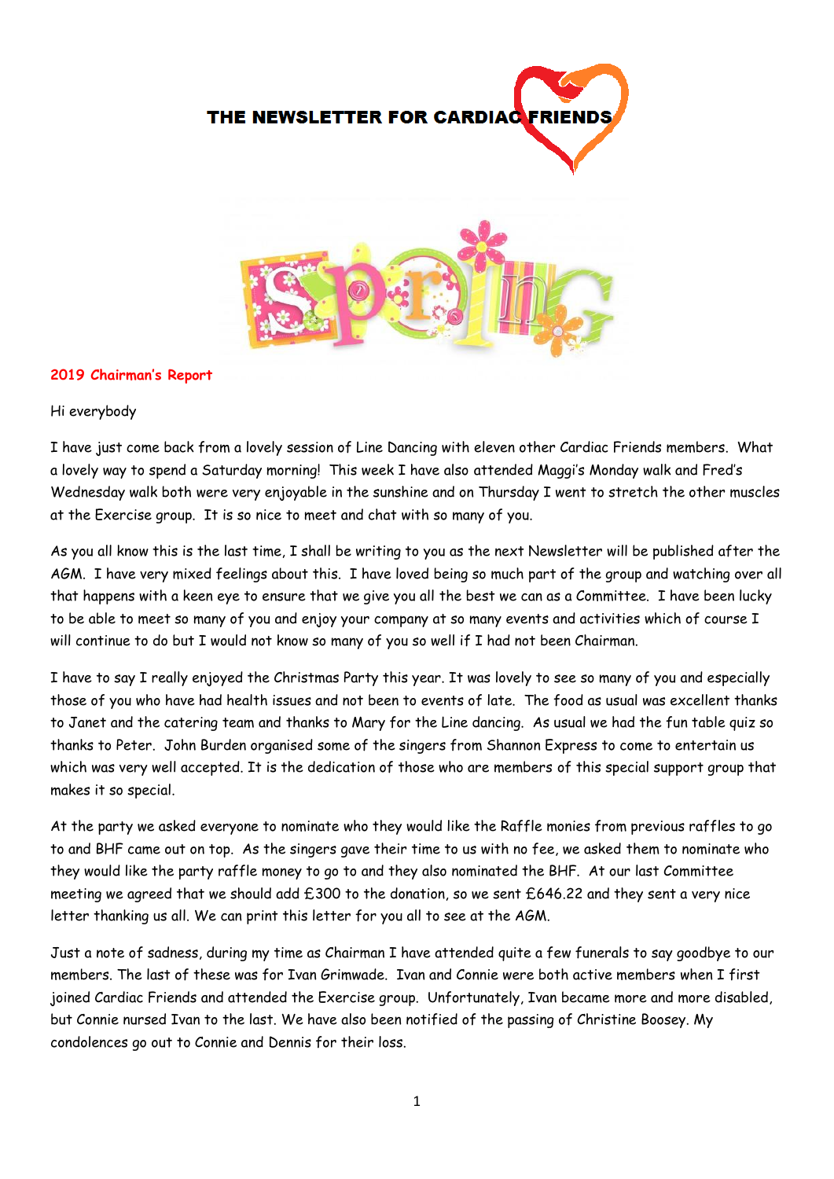# THE NEWSLETTER FOR CARDIAC FRIENDS

## Spring

### 2019 Chairman's Report

Hi everybody

I have just come back from a lovely session of Line Dancing with eleven other Cardiac Friends members. What a lovely way to spend a Saturday morning! This week I have also attended Maggi's Monday walk and Fred's Wednesday walk both were very enjoyable in the sunshine and on Thursday I went to stretch the other muscles at the Exercise group. It is so nice to meet and chat with so many of you.

As you all know this is the last time, I shall be writing to you as the next Newsletter will be published after the AGM. I have very mixed feelings about this. I have loved being so much part of the group and watching over all that happens with a keen eye to ensure that we give you all the best we can as a Committee. I have been lucky to be able to meet so many of you and enjoy your company at so many events and activities which of course I will continue to do but I would not know so many of you so well if I had not been Chairman.

I have to say I really enjoyed the Christmas Party this year. It was lovely to see so many of you and especially those of you who have had health issues and not been to events of late. The food as usual was excellent thanks to Janet and the catering team and thanks to Mary for the Line dancing. As usual we had the fun table quiz so thanks to Peter. John Burden organised some of the singers from Shannon Express to come to entertain us which was very well accepted. It is the dedication of those who are members of this special support group that makes it so special.

At the party we asked everyone to nominate who they would like the Raffle monies from previous raffles to go to and BHF came out on top. As the singers gave their time to us with no fee, we asked them to nominate who they would like the party raffle money to go to and they also nominated the BHF. At our last Committee meeting we agreed that we should add £300 to the donation, so we sent £646.22 and they sent a very nice letter thanking us all. We can print this letter for you all to see at the AGM.

Just a note of sadness, during my time as Chairman I have attended quite a few funerals to say goodbye to our members. The last of these was for Ivan Grimwade. Ivan and Connie were both active members when I first joined Cardiac Friends and attended the Exercise group. Unfortunately, Ivan became more and more disabled, but Connie nursed Ivan to the last. We have also been notified of the passing of Christine Boosey. My condolences go out to Connie and Dennis for their loss.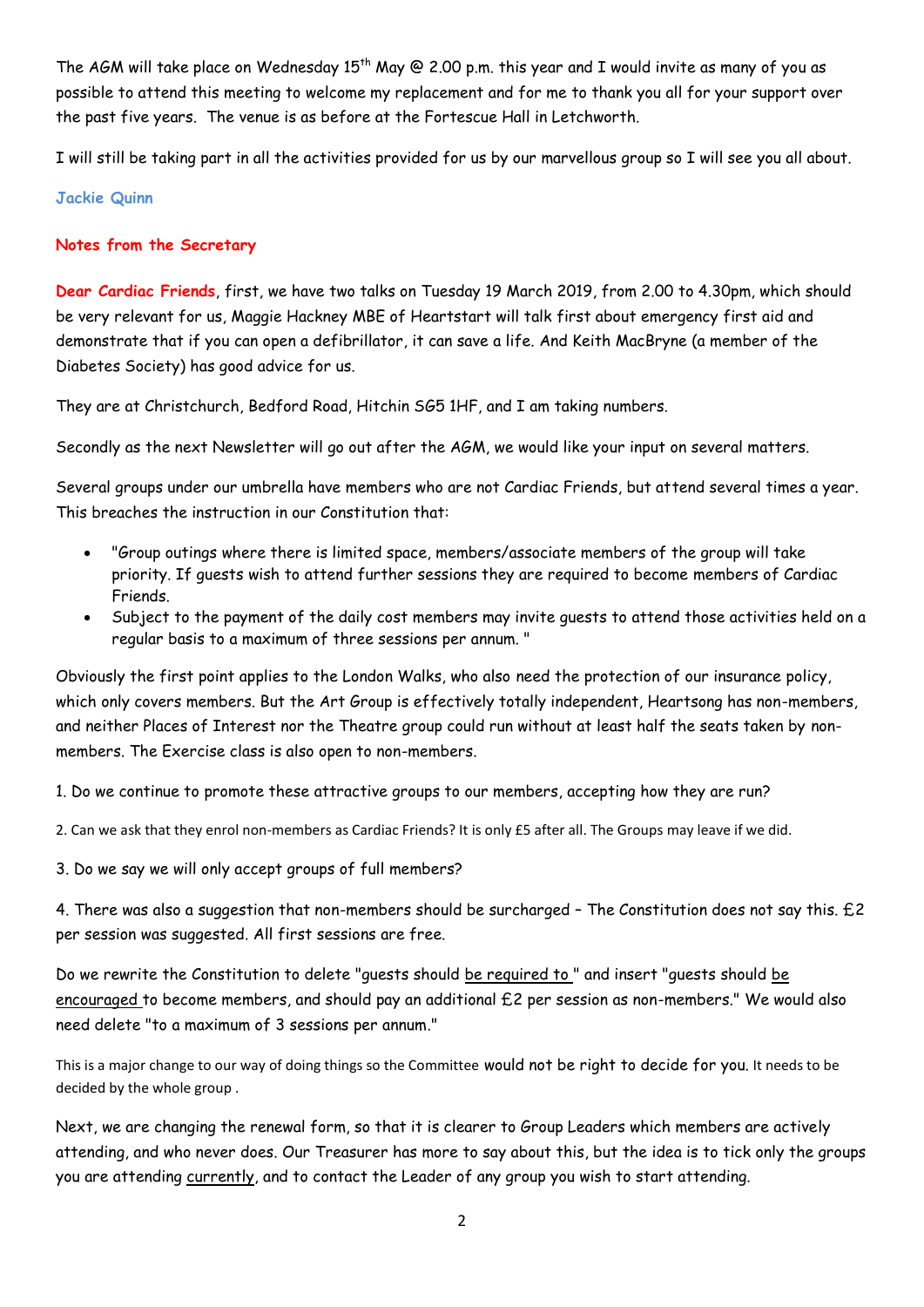The AGM will take place on Wednesday 15th May @ 2.00 p.m. this year and I would invite as many of you as possible to attend this meeting to welcome my replacement and for me to thank you all for your support over the past five years. The venue is as before at the Fortescue Hall in Letchworth.

I will still be taking part in all the activities provided for us by our marvellous group so I will see you all about.

**Jackie Quinn**

## Notes from the Secretary

**Dear Cardiac Friends**, first, we have two talks on Tuesday 19 March 2019, from 2.00 to 4.30pm, which should be very relevant for us, Maggie Hackney MBE of Heartstart will talk first about emergency first aid and demonstrate that if you can open a defibrillator, it can save a life. And Keith MacBryne (a member of the Diabetes Society) has good advice for us.

They are at Christchurch, Bedford Road, Hitchin SG5 1HF, and I am taking numbers.

Secondly as the next Newsletter will go out after the AGM, we would like your input on several matters.

Several groups under our umbrella have members who are not Cardiac Friends, but attend several times a year. This breaches the instruction in our Constitution that:

- "Group outings where there is limited space, members/associate members of the group will take priority. If guests wish to attend further sessions they are required to become members of Cardiac Friends.
- Subject to the payment of the daily cost members may invite guests to attend those activities held on a regular basis to a maximum of three sessions per annum. "

Obviously the first point applies to the London Walks, who also need the protection of our insurance policy, which only covers members. But the Art Group is effectively totally independent, Heartsong has non-members, and neither Places of Interest nor the Theatre group could run without at least half the seats taken by non-members. The Exercise class is also open to non-members.

1. Do we continue to promote these attractive groups to our members, accepting how they are run?

2. Can we ask that they enrol non-members as Cardiac Friends? It is only £5 after all. The Groups may leave if we did.

3. Do we say we will only accept groups of full members?

4. There was also a suggestion that non-members should be surcharged – The Constitution does not say this. £2 per session was suggested. All first sessions are free.

Do we rewrite the Constitution to delete "guests should be required to " and insert "guests should be encouraged to become members, and should pay an additional £2 per session as non-members." We would also need delete "to a maximum of 3 sessions per annum."

This is a major change to our way of doing things so the Committee would not be right to decide for you. It needs to be decided by the whole group .

Next, we are changing the renewal form, so that it is clearer to Group Leaders which members are actively attending, and who never does. Our Treasurer has more to say about this, but the idea is to tick only the groups you are attending currently, and to contact the Leader of any group you wish to start attending.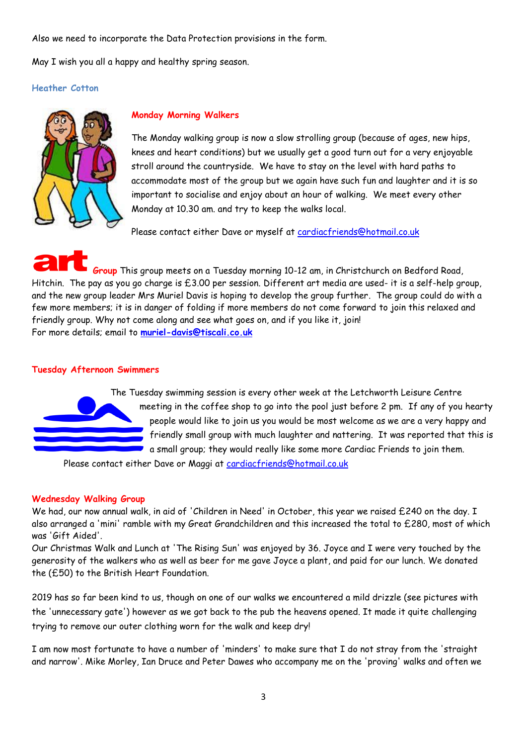Also we need to incorporate the Data Protection provisions in the form.

May I wish you all a happy and healthy spring season.

**Heather Cotton**

### Monday Morning Walkers

The Monday walking group is now a slow strolling group (because of ages, new hips, knees and heart conditions) but we usually get a good turn out for a very enjoyable stroll around the countryside. We have to stay on the level with hard paths to accommodate most of the group but we again have such fun and laughter and it is so important to socialise and enjoy about an hour of walking. We meet every other Monday at 10.30 am. and try to keep the walks local.

Please contact either Dave or myself at cardiacfriends@hotmail.co.uk

### art Group

This group meets on a Tuesday morning 10-12 am, in Christchurch on Bedford Road, Hitchin. The pay as you go charge is £3.00 per session. Different art media are used- it is a self-help group, and the new group leader Mrs Muriel Davis is hoping to develop the group further. The group could do with a few more members; it is in danger of folding if more members do not come forward to join this relaxed and friendly group. Why not come along and see what goes on, and if you like it, join!
For more details; email to **muriel-davis@tiscali.co.uk**

### Tuesday Afternoon Swimmers

The Tuesday swimming session is every other week at the Letchworth Leisure Centre meeting in the coffee shop to go into the pool just before 2 pm. If any of you hearty people would like to join us you would be most welcome as we are a very happy and friendly small group with much laughter and nattering. It was reported that this is a small group; they would really like some more Cardiac Friends to join them.

Please contact either Dave or Maggi at cardiacfriends@hotmail.co.uk

### Wednesday Walking Group

We had, our now annual walk, in aid of 'Children in Need' in October, this year we raised £240 on the day. I also arranged a 'mini' ramble with my Great Grandchildren and this increased the total to £280, most of which was 'Gift Aided'.
Our Christmas Walk and Lunch at 'The Rising Sun' was enjoyed by 36. Joyce and I were very touched by the generosity of the walkers who as well as beer for me gave Joyce a plant, and paid for our lunch. We donated the (£50) to the British Heart Foundation.

2019 has so far been kind to us, though on one of our walks we encountered a mild drizzle (see pictures with the 'unnecessary gate') however as we got back to the pub the heavens opened. It made it quite challenging trying to remove our outer clothing worn for the walk and keep dry!

I am now most fortunate to have a number of 'minders' to make sure that I do not stray from the 'straight and narrow'. Mike Morley, Ian Druce and Peter Dawes who accompany me on the 'proving' walks and often we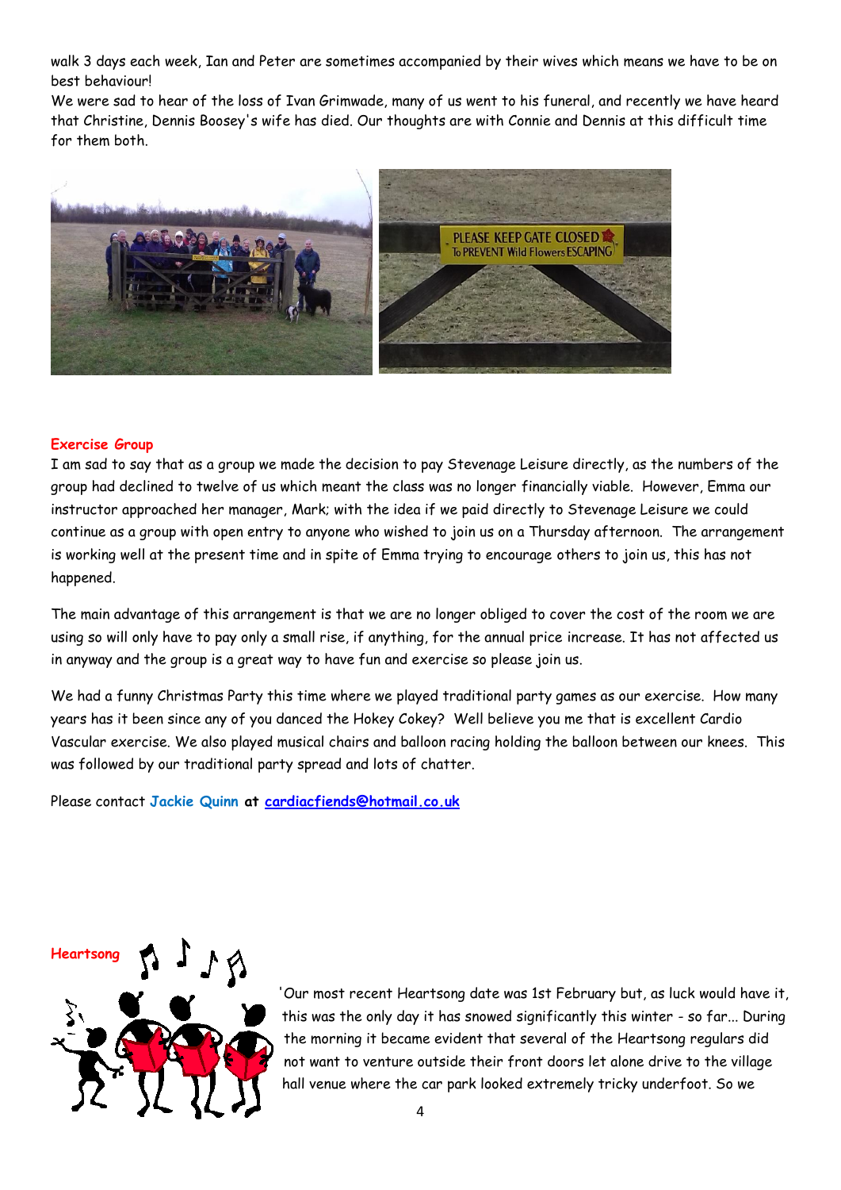walk 3 days each week, Ian and Peter are sometimes accompanied by their wives which means we have to be on best behaviour!

We were sad to hear of the loss of Ivan Grimwade, many of us went to his funeral, and recently we have heard that Christine, Dennis Boosey's wife has died. Our thoughts are with Connie and Dennis at this difficult time for them both.

## Exercise Group

I am sad to say that as a group we made the decision to pay Stevenage Leisure directly, as the numbers of the group had declined to twelve of us which meant the class was no longer financially viable. However, Emma our instructor approached her manager, Mark; with the idea if we paid directly to Stevenage Leisure we could continue as a group with open entry to anyone who wished to join us on a Thursday afternoon. The arrangement is working well at the present time and in spite of Emma trying to encourage others to join us, this has not happened.

The main advantage of this arrangement is that we are no longer obliged to cover the cost of the room we are using so will only have to pay only a small rise, if anything, for the annual price increase. It has not affected us in anyway and the group is a great way to have fun and exercise so please join us.

We had a funny Christmas Party this time where we played traditional party games as our exercise. How many years has it been since any of you danced the Hokey Cokey? Well believe you me that is excellent Cardio Vascular exercise. We also played musical chairs and balloon racing holding the balloon between our knees. This was followed by our traditional party spread and lots of chatter.

Please contact **Jackie Quinn at cardiacfiends@hotmail.co.uk**

## Heartsong

'Our most recent Heartsong date was 1st February but, as luck would have it, this was the only day it has snowed significantly this winter - so far... During the morning it became evident that several of the Heartsong regulars did not want to venture outside their front doors let alone drive to the village hall venue where the car park looked extremely tricky underfoot. So we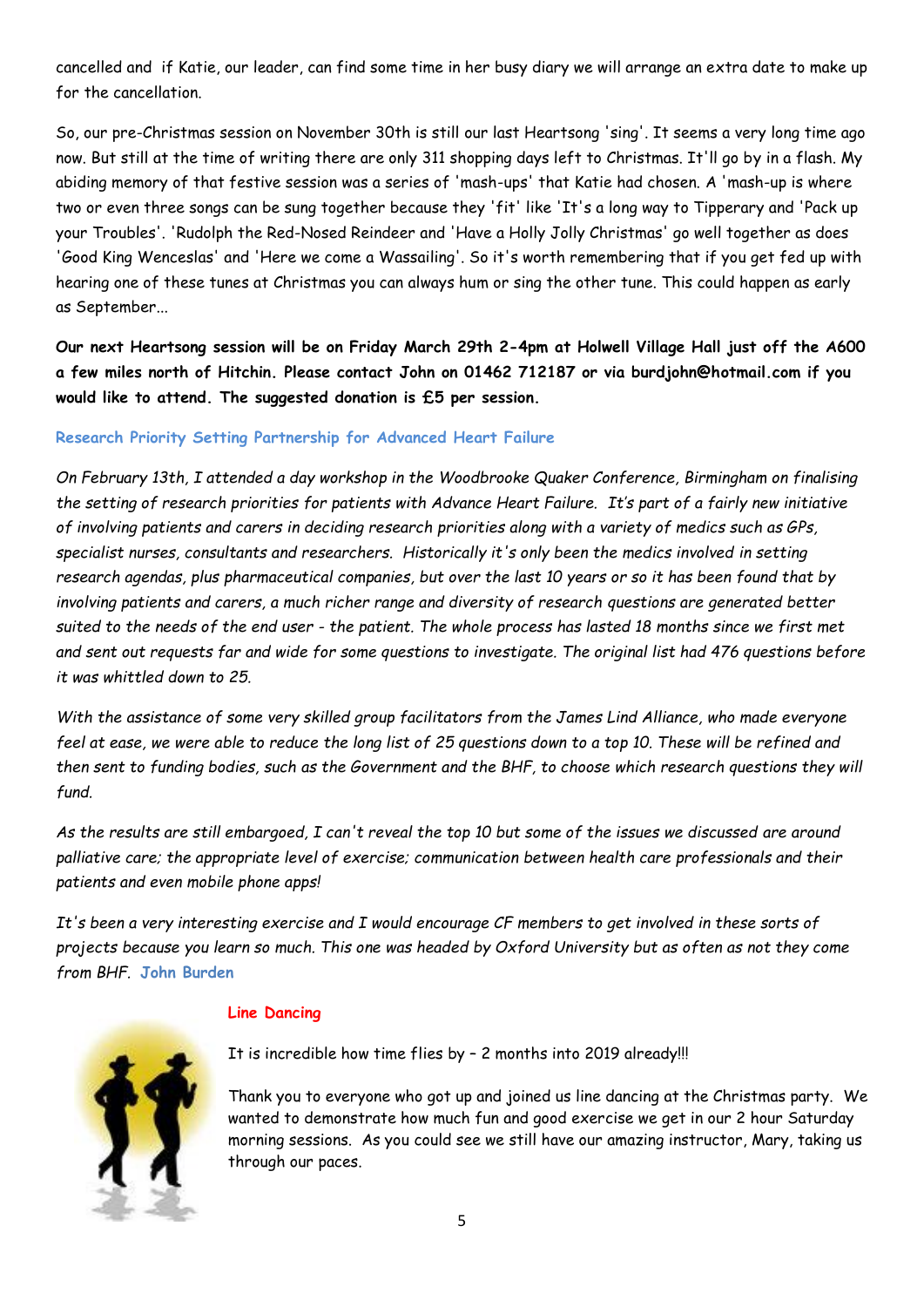cancelled and if Katie, our leader, can find some time in her busy diary we will arrange an extra date to make up for the cancellation.

So, our pre-Christmas session on November 30th is still our last Heartsong 'sing'. It seems a very long time ago now. But still at the time of writing there are only 311 shopping days left to Christmas. It'll go by in a flash. My abiding memory of that festive session was a series of 'mash-ups' that Katie had chosen. A 'mash-up is where two or even three songs can be sung together because they 'fit' like 'It's a long way to Tipperary and 'Pack up your Troubles'. 'Rudolph the Red-Nosed Reindeer and 'Have a Holly Jolly Christmas' go well together as does 'Good King Wenceslas' and 'Here we come a Wassailing'. So it's worth remembering that if you get fed up with hearing one of these tunes at Christmas you can always hum or sing the other tune. This could happen as early as September...

**Our next Heartsong session will be on Friday March 29th 2-4pm at Holwell Village Hall just off the A600 a few miles north of Hitchin. Please contact John on 01462 712187 or via burdjohn@hotmail.com if you would like to attend. The suggested donation is £5 per session.**

### Research Priority Setting Partnership for Advanced Heart Failure

*On February 13th, I attended a day workshop in the Woodbrooke Quaker Conference, Birmingham on finalising the setting of research priorities for patients with Advance Heart Failure. It's part of a fairly new initiative of involving patients and carers in deciding research priorities along with a variety of medics such as GPs, specialist nurses, consultants and researchers. Historically it's only been the medics involved in setting research agendas, plus pharmaceutical companies, but over the last 10 years or so it has been found that by involving patients and carers, a much richer range and diversity of research questions are generated better suited to the needs of the end user - the patient. The whole process has lasted 18 months since we first met and sent out requests far and wide for some questions to investigate. The original list had 476 questions before it was whittled down to 25.*

*With the assistance of some very skilled group facilitators from the James Lind Alliance, who made everyone feel at ease, we were able to reduce the long list of 25 questions down to a top 10. These will be refined and then sent to funding bodies, such as the Government and the BHF, to choose which research questions they will fund.*

*As the results are still embargoed, I can't reveal the top 10 but some of the issues we discussed are around palliative care; the appropriate level of exercise; communication between health care professionals and their patients and even mobile phone apps!*

*It's been a very interesting exercise and I would encourage CF members to get involved in these sorts of projects because you learn so much. This one was headed by Oxford University but as often as not they come from BHF.* **John Burden**

### Line Dancing

It is incredible how time flies by – 2 months into 2019 already!!!

Thank you to everyone who got up and joined us line dancing at the Christmas party. We wanted to demonstrate how much fun and good exercise we get in our 2 hour Saturday morning sessions. As you could see we still have our amazing instructor, Mary, taking us through our paces.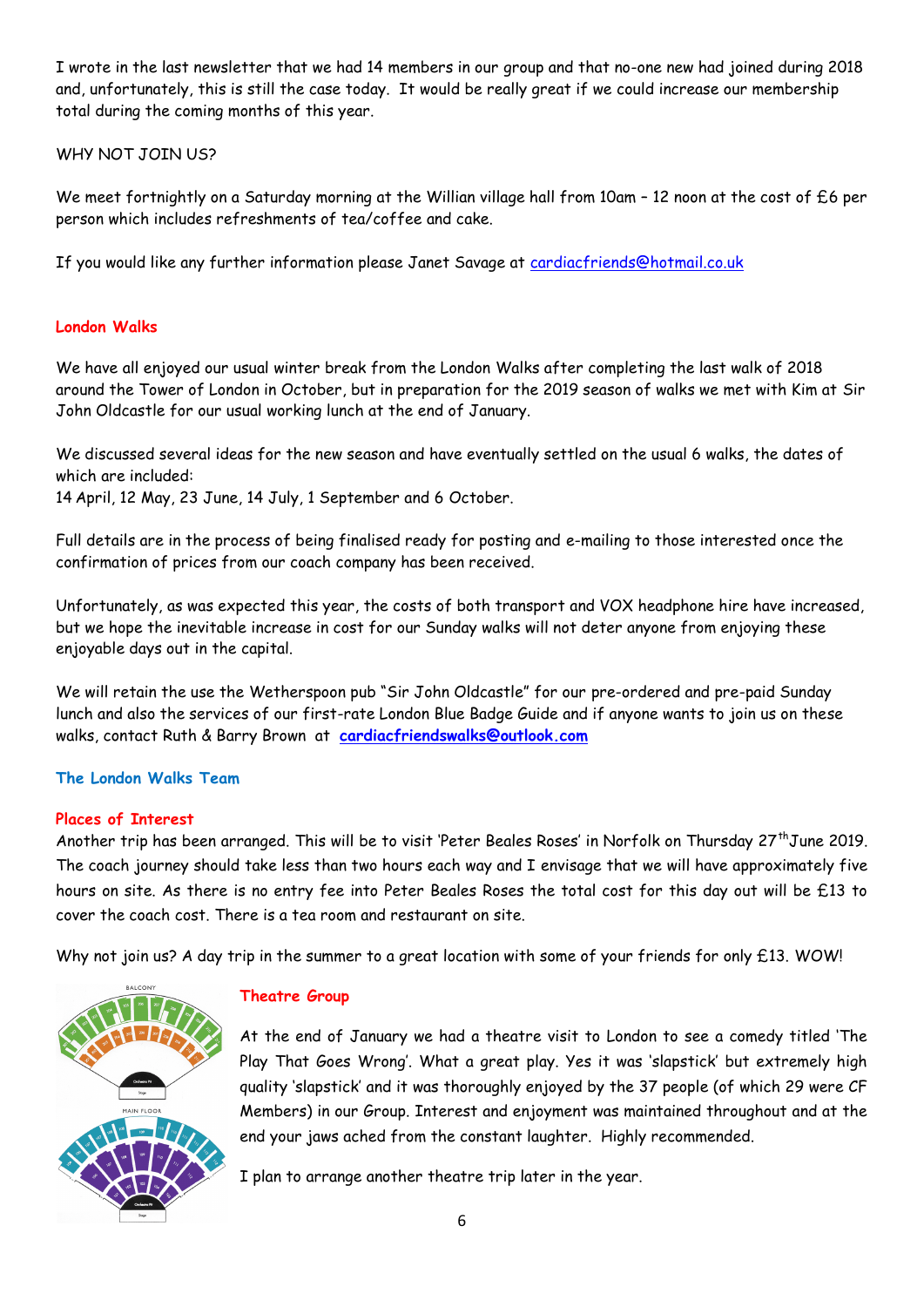I wrote in the last newsletter that we had 14 members in our group and that no-one new had joined during 2018 and, unfortunately, this is still the case today. It would be really great if we could increase our membership total during the coming months of this year.

WHY NOT JOIN US?

We meet fortnightly on a Saturday morning at the Willian village hall from 10am – 12 noon at the cost of £6 per person which includes refreshments of tea/coffee and cake.

If you would like any further information please Janet Savage at cardiacfriends@hotmail.co.uk

## London Walks

We have all enjoyed our usual winter break from the London Walks after completing the last walk of 2018 around the Tower of London in October, but in preparation for the 2019 season of walks we met with Kim at Sir John Oldcastle for our usual working lunch at the end of January.

We discussed several ideas for the new season and have eventually settled on the usual 6 walks, the dates of which are included:
14 April, 12 May, 23 June, 14 July, 1 September and 6 October.

Full details are in the process of being finalised ready for posting and e-mailing to those interested once the confirmation of prices from our coach company has been received.

Unfortunately, as was expected this year, the costs of both transport and VOX headphone hire have increased, but we hope the inevitable increase in cost for our Sunday walks will not deter anyone from enjoying these enjoyable days out in the capital.

We will retain the use the Wetherspoon pub "Sir John Oldcastle" for our pre-ordered and pre-paid Sunday lunch and also the services of our first-rate London Blue Badge Guide and if anyone wants to join us on these walks, contact Ruth & Barry Brown at **cardiacfriendswalks@outlook.com**

**The London Walks Team**

## Places of Interest

Another trip has been arranged. This will be to visit 'Peter Beales Roses' in Norfolk on Thursday 27[th] June 2019. The coach journey should take less than two hours each way and I envisage that we will have approximately five hours on site. As there is no entry fee into Peter Beales Roses the total cost for this day out will be £13 to cover the coach cost. There is a tea room and restaurant on site.

Why not join us? A day trip in the summer to a great location with some of your friends for only £13. WOW!

## Theatre Group

At the end of January we had a theatre visit to London to see a comedy titled 'The Play That Goes Wrong'. What a great play. Yes it was 'slapstick' but extremely high quality 'slapstick' and it was thoroughly enjoyed by the 37 people (of which 29 were CF Members) in our Group. Interest and enjoyment was maintained throughout and at the end your jaws ached from the constant laughter. Highly recommended.

I plan to arrange another theatre trip later in the year.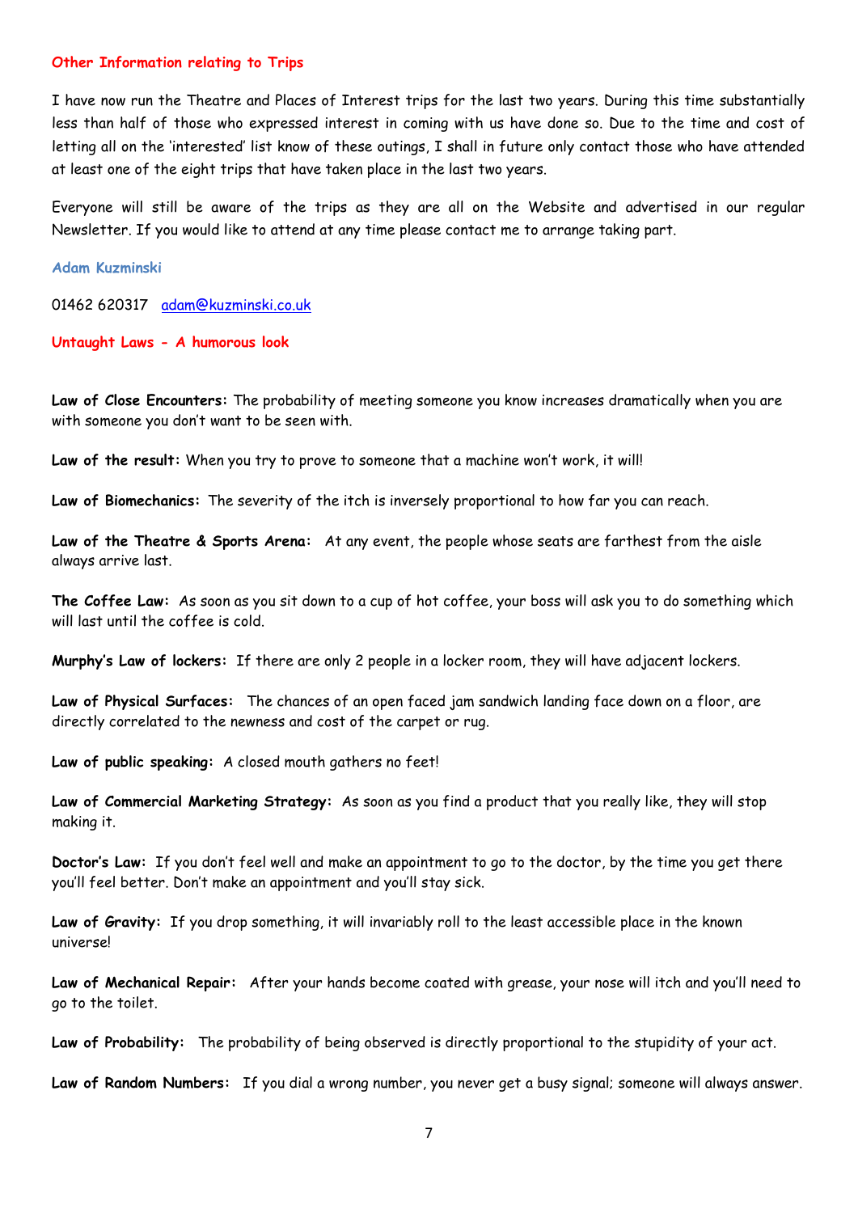## Other Information relating to Trips

I have now run the Theatre and Places of Interest trips for the last two years. During this time substantially less than half of those who expressed interest in coming with us have done so. Due to the time and cost of letting all on the 'interested' list know of these outings, I shall in future only contact those who have attended at least one of the eight trips that have taken place in the last two years.

Everyone will still be aware of the trips as they are all on the Website and advertised in our regular Newsletter. If you would like to attend at any time please contact me to arrange taking part.

**Adam Kuzminski**

01462 620317 adam@kuzminski.co.uk

## Untaught Laws - A humorous look

**Law of Close Encounters:** The probability of meeting someone you know increases dramatically when you are with someone you don't want to be seen with.

**Law of the result:** When you try to prove to someone that a machine won't work, it will!

**Law of Biomechanics:** The severity of the itch is inversely proportional to how far you can reach.

**Law of the Theatre & Sports Arena:** At any event, the people whose seats are farthest from the aisle always arrive last.

**The Coffee Law:** As soon as you sit down to a cup of hot coffee, your boss will ask you to do something which will last until the coffee is cold.

**Murphy's Law of lockers:** If there are only 2 people in a locker room, they will have adjacent lockers.

**Law of Physical Surfaces:** The chances of an open faced jam sandwich landing face down on a floor, are directly correlated to the newness and cost of the carpet or rug.

**Law of public speaking:** A closed mouth gathers no feet!

**Law of Commercial Marketing Strategy:** As soon as you find a product that you really like, they will stop making it.

**Doctor's Law:** If you don't feel well and make an appointment to go to the doctor, by the time you get there you'll feel better. Don't make an appointment and you'll stay sick.

**Law of Gravity:** If you drop something, it will invariably roll to the least accessible place in the known universe!

**Law of Mechanical Repair:** After your hands become coated with grease, your nose will itch and you'll need to go to the toilet.

**Law of Probability:** The probability of being observed is directly proportional to the stupidity of your act.

**Law of Random Numbers:** If you dial a wrong number, you never get a busy signal; someone will always answer.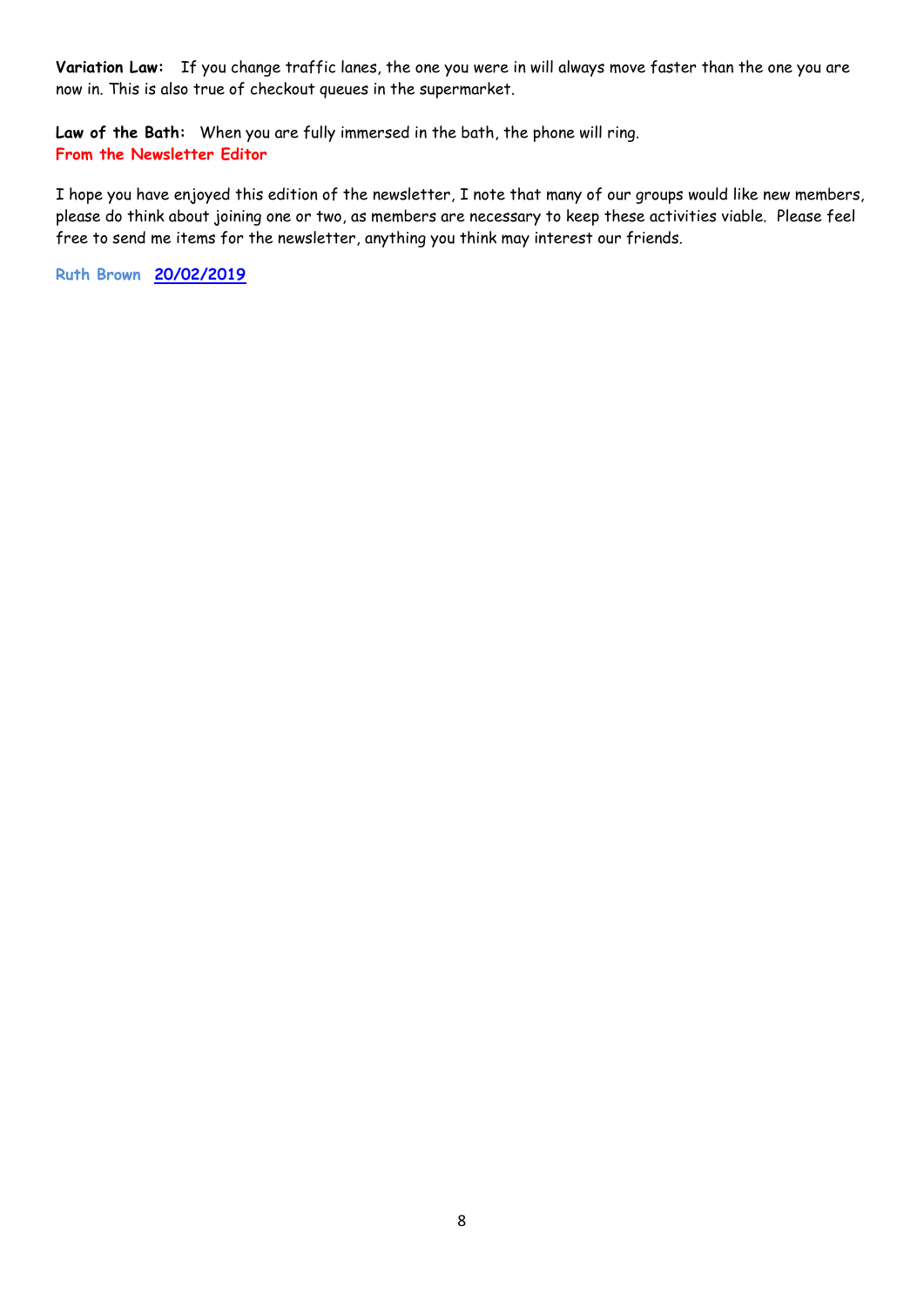**Variation Law:** If you change traffic lanes, the one you were in will always move faster than the one you are now in. This is also true of checkout queues in the supermarket.

**Law of the Bath:** When you are fully immersed in the bath, the phone will ring.

**From the Newsletter Editor**

I hope you have enjoyed this edition of the newsletter, I note that many of our groups would like new members, please do think about joining one or two, as members are necessary to keep these activities viable. Please feel free to send me items for the newsletter, anything you think may interest our friends.

**Ruth Brown** **20/02/2019**